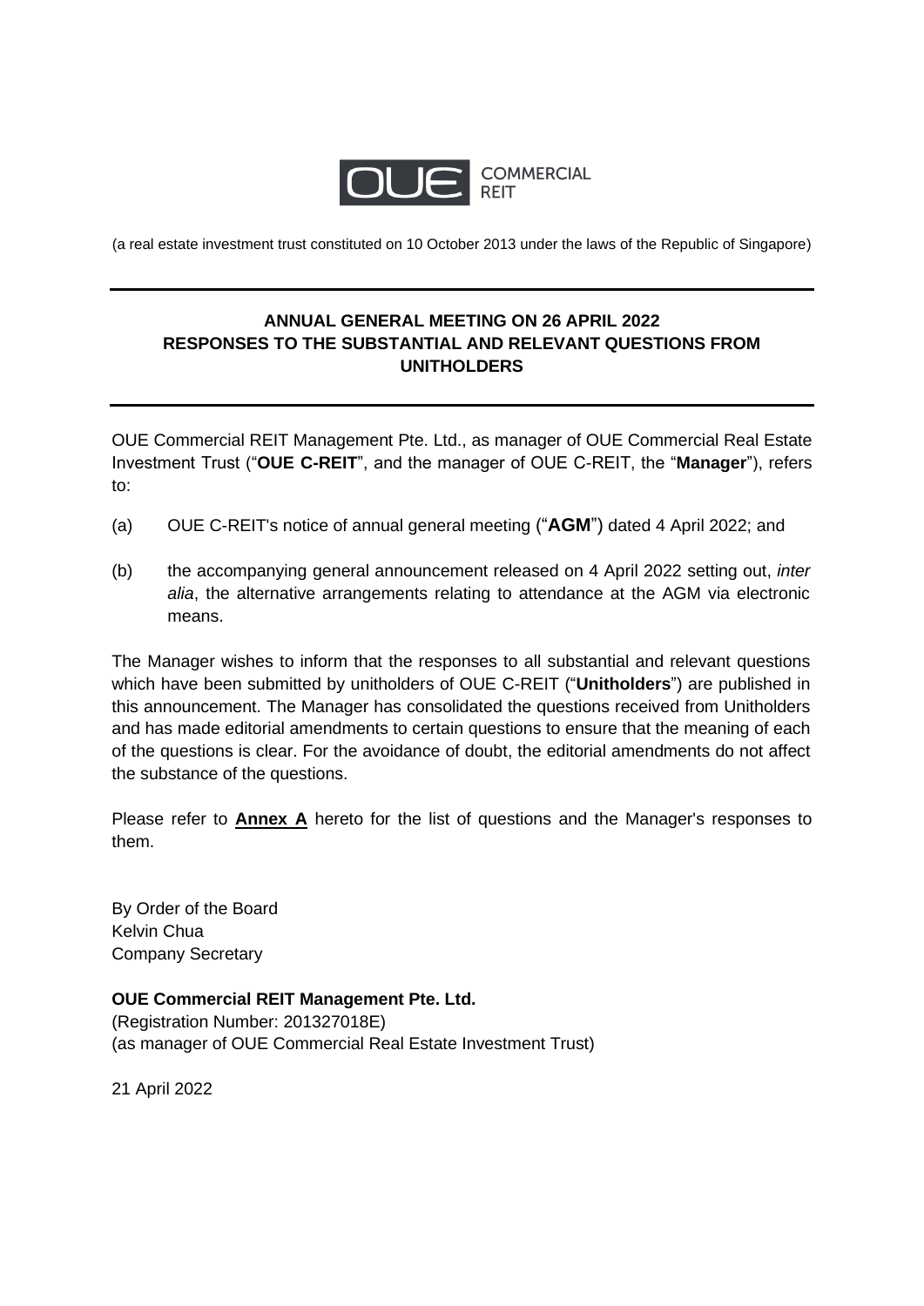OUE COMMERCIAL REIT

(a real estate investment trust constituted on 10 October 2013 under the laws of the Republic of Singapore)

---

**ANNUAL GENERAL MEETING ON 26 APRIL 2022**
**RESPONSES TO THE SUBSTANTIAL AND RELEVANT QUESTIONS FROM UNITHOLDERS**

---

OUE Commercial REIT Management Pte. Ltd., as manager of OUE Commercial Real Estate Investment Trust ("**OUE C-REIT**", and the manager of OUE C-REIT, the "**Manager**"), refers to:

(a) OUE C-REIT's notice of annual general meeting ("**AGM**") dated 4 April 2022; and

(b) the accompanying general announcement released on 4 April 2022 setting out, *inter alia*, the alternative arrangements relating to attendance at the AGM via electronic means.

The Manager wishes to inform that the responses to all substantial and relevant questions which have been submitted by unitholders of OUE C-REIT ("**Unitholders**") are published in this announcement. The Manager has consolidated the questions received from Unitholders and has made editorial amendments to certain questions to ensure that the meaning of each of the questions is clear. For the avoidance of doubt, the editorial amendments do not affect the substance of the questions.

Please refer to **Annex A** hereto for the list of questions and the Manager's responses to them.

By Order of the Board
Kelvin Chua
Company Secretary

**OUE Commercial REIT Management Pte. Ltd.**
(Registration Number: 201327018E)
(as manager of OUE Commercial Real Estate Investment Trust)

21 April 2022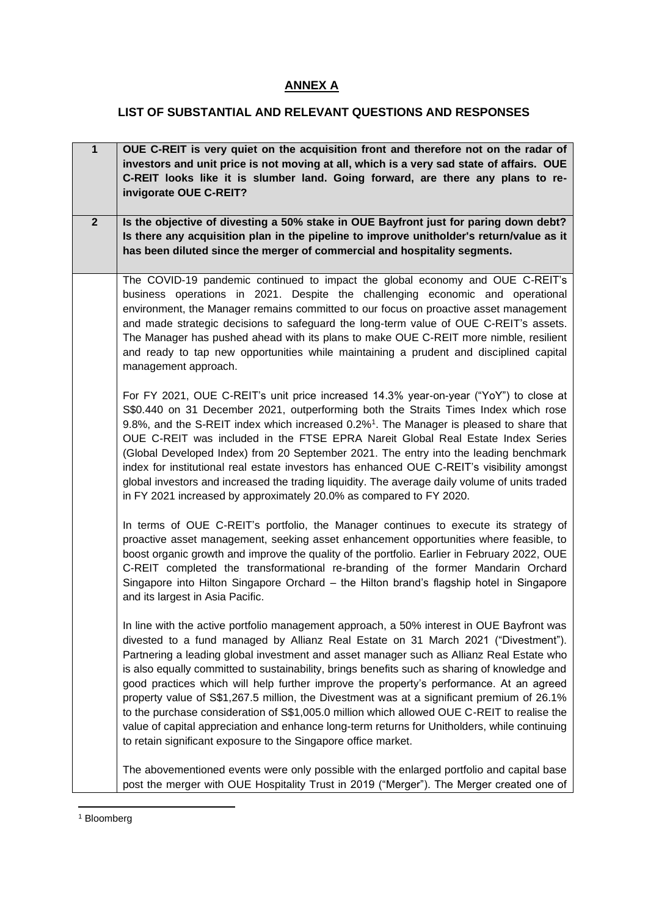# ANNEX A

## LIST OF SUBSTANTIAL AND RELEVANT QUESTIONS AND RESPONSES

| | |
|---|---|
| **1** | **OUE C-REIT is very quiet on the acquisition front and therefore not on the radar of investors and unit price is not moving at all, which is a very sad state of affairs. OUE C-REIT looks like it is slumber land. Going forward, are there any plans to re-invigorate OUE C-REIT?** |
| **2** | **Is the objective of divesting a 50% stake in OUE Bayfront just for paring down debt? Is there any acquisition plan in the pipeline to improve unitholder's return/value as it has been diluted since the merger of commercial and hospitality segments.** |
| | The COVID-19 pandemic continued to impact the global economy and OUE C-REIT's business operations in 2021. Despite the challenging economic and operational environment, the Manager remains committed to our focus on proactive asset management and made strategic decisions to safeguard the long-term value of OUE C-REIT's assets. The Manager has pushed ahead with its plans to make OUE C-REIT more nimble, resilient and ready to tap new opportunities while maintaining a prudent and disciplined capital management approach.<br><br>For FY 2021, OUE C-REIT's unit price increased 14.3% year-on-year ("YoY") to close at S$0.440 on 31 December 2021, outperforming both the Straits Times Index which rose 9.8%, and the S-REIT index which increased 0.2%[1]. The Manager is pleased to share that OUE C-REIT was included in the FTSE EPRA Nareit Global Real Estate Index Series (Global Developed Index) from 20 September 2021. The entry into the leading benchmark index for institutional real estate investors has enhanced OUE C-REIT's visibility amongst global investors and increased the trading liquidity. The average daily volume of units traded in FY 2021 increased by approximately 20.0% as compared to FY 2020.<br><br>In terms of OUE C-REIT's portfolio, the Manager continues to execute its strategy of proactive asset management, seeking asset enhancement opportunities where feasible, to boost organic growth and improve the quality of the portfolio. Earlier in February 2022, OUE C-REIT completed the transformational re-branding of the former Mandarin Orchard Singapore into Hilton Singapore Orchard – the Hilton brand's flagship hotel in Singapore and its largest in Asia Pacific.<br><br>In line with the active portfolio management approach, a 50% interest in OUE Bayfront was divested to a fund managed by Allianz Real Estate on 31 March 2021 ("Divestment"). Partnering a leading global investment and asset manager such as Allianz Real Estate who is also equally committed to sustainability, brings benefits such as sharing of knowledge and good practices which will help further improve the property's performance. At an agreed property value of S$1,267.5 million, the Divestment was at a significant premium of 26.1% to the purchase consideration of S$1,005.0 million which allowed OUE C-REIT to realise the value of capital appreciation and enhance long-term returns for Unitholders, while continuing to retain significant exposure to the Singapore office market.<br><br>The abovementioned events were only possible with the enlarged portfolio and capital base post the merger with OUE Hospitality Trust in 2019 ("Merger"). The Merger created one of |

[1] Bloomberg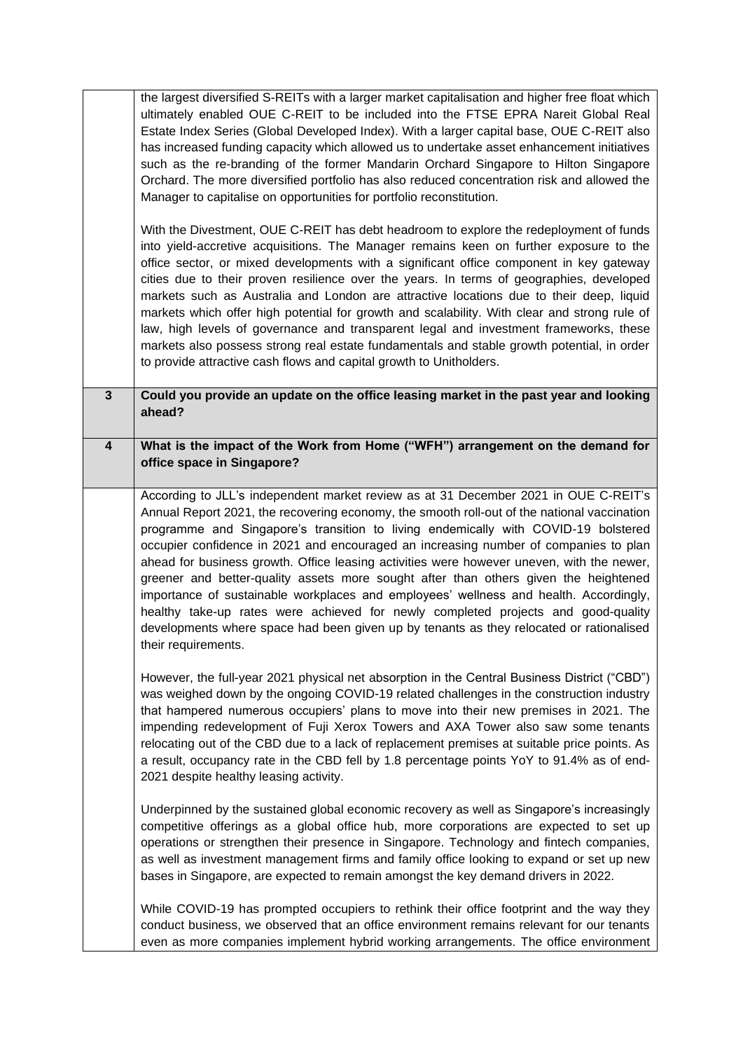| | |
|---|---|
| | the largest diversified S-REITs with a larger market capitalisation and higher free float which ultimately enabled OUE C-REIT to be included into the FTSE EPRA Nareit Global Real Estate Index Series (Global Developed Index). With a larger capital base, OUE C-REIT also has increased funding capacity which allowed us to undertake asset enhancement initiatives such as the re-branding of the former Mandarin Orchard Singapore to Hilton Singapore Orchard. The more diversified portfolio has also reduced concentration risk and allowed the Manager to capitalise on opportunities for portfolio reconstitution.<br><br>With the Divestment, OUE C-REIT has debt headroom to explore the redeployment of funds into yield-accretive acquisitions. The Manager remains keen on further exposure to the office sector, or mixed developments with a significant office component in key gateway cities due to their proven resilience over the years. In terms of geographies, developed markets such as Australia and London are attractive locations due to their deep, liquid markets which offer high potential for growth and scalability. With clear and strong rule of law, high levels of governance and transparent legal and investment frameworks, these markets also possess strong real estate fundamentals and stable growth potential, in order to provide attractive cash flows and capital growth to Unitholders. |
| **3** | **Could you provide an update on the office leasing market in the past year and looking ahead?** |
| **4** | **What is the impact of the Work from Home ("WFH") arrangement on the demand for office space in Singapore?** |
| | According to JLL's independent market review as at 31 December 2021 in OUE C-REIT's Annual Report 2021, the recovering economy, the smooth roll-out of the national vaccination programme and Singapore's transition to living endemically with COVID-19 bolstered occupier confidence in 2021 and encouraged an increasing number of companies to plan ahead for business growth. Office leasing activities were however uneven, with the newer, greener and better-quality assets more sought after than others given the heightened importance of sustainable workplaces and employees' wellness and health. Accordingly, healthy take-up rates were achieved for newly completed projects and good-quality developments where space had been given up by tenants as they relocated or rationalised their requirements.<br><br>However, the full-year 2021 physical net absorption in the Central Business District ("CBD") was weighed down by the ongoing COVID-19 related challenges in the construction industry that hampered numerous occupiers' plans to move into their new premises in 2021. The impending redevelopment of Fuji Xerox Towers and AXA Tower also saw some tenants relocating out of the CBD due to a lack of replacement premises at suitable price points. As a result, occupancy rate in the CBD fell by 1.8 percentage points YoY to 91.4% as of end-2021 despite healthy leasing activity.<br><br>Underpinned by the sustained global economic recovery as well as Singapore's increasingly competitive offerings as a global office hub, more corporations are expected to set up operations or strengthen their presence in Singapore. Technology and fintech companies, as well as investment management firms and family office looking to expand or set up new bases in Singapore, are expected to remain amongst the key demand drivers in 2022.<br><br>While COVID-19 has prompted occupiers to rethink their office footprint and the way they conduct business, we observed that an office environment remains relevant for our tenants even as more companies implement hybrid working arrangements. The office environment |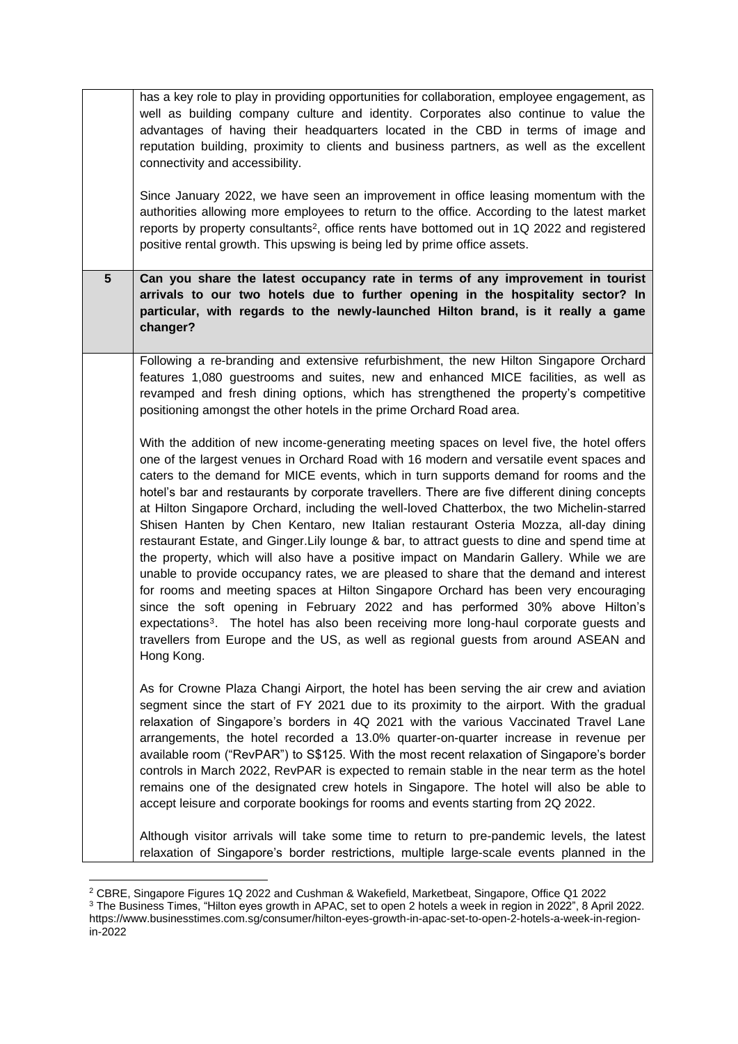| | |
|---|---|
| | has a key role to play in providing opportunities for collaboration, employee engagement, as well as building company culture and identity. Corporates also continue to value the advantages of having their headquarters located in the CBD in terms of image and reputation building, proximity to clients and business partners, as well as the excellent connectivity and accessibility.<br><br>Since January 2022, we have seen an improvement in office leasing momentum with the authorities allowing more employees to return to the office. According to the latest market reports by property consultants[2], office rents have bottomed out in 1Q 2022 and registered positive rental growth. This upswing is being led by prime office assets. |
| **5** | **Can you share the latest occupancy rate in terms of any improvement in tourist arrivals to our two hotels due to further opening in the hospitality sector? In particular, with regards to the newly-launched Hilton brand, is it really a game changer?** |
| | Following a re-branding and extensive refurbishment, the new Hilton Singapore Orchard features 1,080 guestrooms and suites, new and enhanced MICE facilities, as well as revamped and fresh dining options, which has strengthened the property's competitive positioning amongst the other hotels in the prime Orchard Road area.<br><br>With the addition of new income-generating meeting spaces on level five, the hotel offers one of the largest venues in Orchard Road with 16 modern and versatile event spaces and caters to the demand for MICE events, which in turn supports demand for rooms and the hotel's bar and restaurants by corporate travellers. There are five different dining concepts at Hilton Singapore Orchard, including the well-loved Chatterbox, the two Michelin-starred Shisen Hanten by Chen Kentaro, new Italian restaurant Osteria Mozza, all-day dining restaurant Estate, and Ginger.Lily lounge & bar, to attract guests to dine and spend time at the property, which will also have a positive impact on Mandarin Gallery. While we are unable to provide occupancy rates, we are pleased to share that the demand and interest for rooms and meeting spaces at Hilton Singapore Orchard has been very encouraging since the soft opening in February 2022 and has performed 30% above Hilton's expectations[3]. The hotel has also been receiving more long-haul corporate guests and travellers from Europe and the US, as well as regional guests from around ASEAN and Hong Kong.<br><br>As for Crowne Plaza Changi Airport, the hotel has been serving the air crew and aviation segment since the start of FY 2021 due to its proximity to the airport. With the gradual relaxation of Singapore's borders in 4Q 2021 with the various Vaccinated Travel Lane arrangements, the hotel recorded a 13.0% quarter-on-quarter increase in revenue per available room ("RevPAR") to S$125. With the most recent relaxation of Singapore's border controls in March 2022, RevPAR is expected to remain stable in the near term as the hotel remains one of the designated crew hotels in Singapore. The hotel will also be able to accept leisure and corporate bookings for rooms and events starting from 2Q 2022.<br><br>Although visitor arrivals will take some time to return to pre-pandemic levels, the latest relaxation of Singapore's border restrictions, multiple large-scale events planned in the |

[2] CBRE, Singapore Figures 1Q 2022 and Cushman & Wakefield, Marketbeat, Singapore, Office Q1 2022

[3] The Business Times, "Hilton eyes growth in APAC, set to open 2 hotels a week in region in 2022", 8 April 2022. https://www.businesstimes.com.sg/consumer/hilton-eyes-growth-in-apac-set-to-open-2-hotels-a-week-in-region-in-2022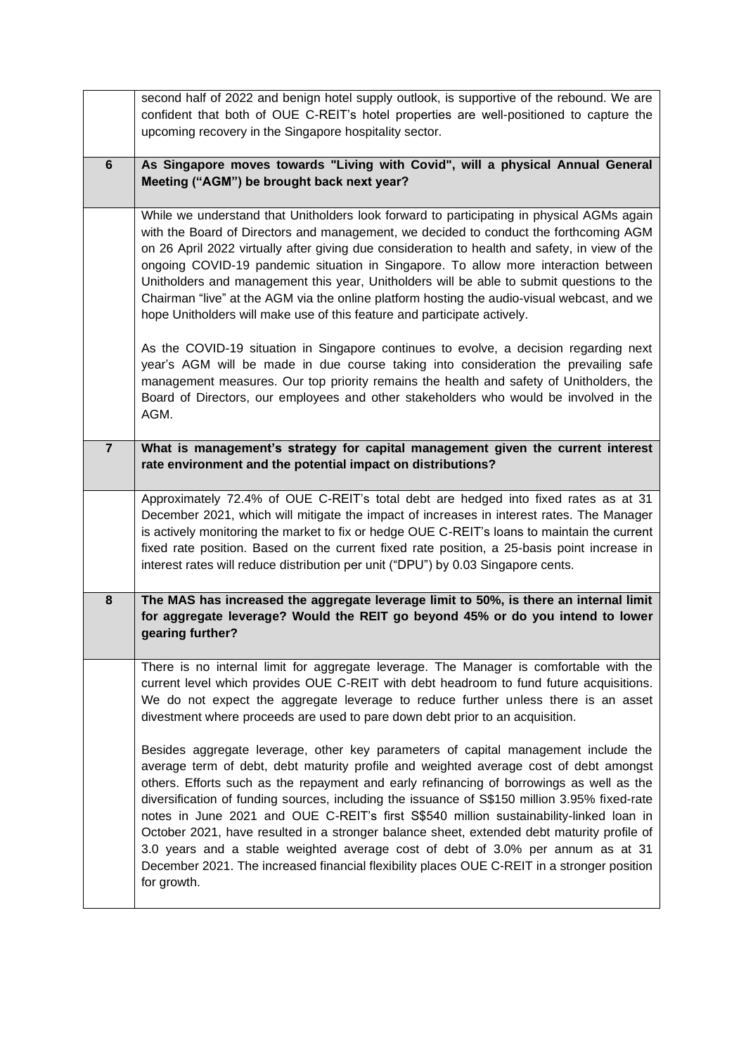| | |
|---|---|
| | second half of 2022 and benign hotel supply outlook, is supportive of the rebound. We are confident that both of OUE C-REIT's hotel properties are well-positioned to capture the upcoming recovery in the Singapore hospitality sector. |
| **6** | **As Singapore moves towards "Living with Covid", will a physical Annual General Meeting ("AGM") be brought back next year?** |
| | While we understand that Unitholders look forward to participating in physical AGMs again with the Board of Directors and management, we decided to conduct the forthcoming AGM on 26 April 2022 virtually after giving due consideration to health and safety, in view of the ongoing COVID-19 pandemic situation in Singapore. To allow more interaction between Unitholders and management this year, Unitholders will be able to submit questions to the Chairman "live" at the AGM via the online platform hosting the audio-visual webcast, and we hope Unitholders will make use of this feature and participate actively.<br><br>As the COVID-19 situation in Singapore continues to evolve, a decision regarding next year's AGM will be made in due course taking into consideration the prevailing safe management measures. Our top priority remains the health and safety of Unitholders, the Board of Directors, our employees and other stakeholders who would be involved in the AGM. |
| **7** | **What is management's strategy for capital management given the current interest rate environment and the potential impact on distributions?** |
| | Approximately 72.4% of OUE C-REIT's total debt are hedged into fixed rates as at 31 December 2021, which will mitigate the impact of increases in interest rates. The Manager is actively monitoring the market to fix or hedge OUE C-REIT's loans to maintain the current fixed rate position. Based on the current fixed rate position, a 25-basis point increase in interest rates will reduce distribution per unit ("DPU") by 0.03 Singapore cents. |
| **8** | **The MAS has increased the aggregate leverage limit to 50%, is there an internal limit for aggregate leverage? Would the REIT go beyond 45% or do you intend to lower gearing further?** |
| | There is no internal limit for aggregate leverage. The Manager is comfortable with the current level which provides OUE C-REIT with debt headroom to fund future acquisitions. We do not expect the aggregate leverage to reduce further unless there is an asset divestment where proceeds are used to pare down debt prior to an acquisition.<br><br>Besides aggregate leverage, other key parameters of capital management include the average term of debt, debt maturity profile and weighted average cost of debt amongst others. Efforts such as the repayment and early refinancing of borrowings as well as the diversification of funding sources, including the issuance of S$150 million 3.95% fixed-rate notes in June 2021 and OUE C-REIT's first S$540 million sustainability-linked loan in October 2021, have resulted in a stronger balance sheet, extended debt maturity profile of 3.0 years and a stable weighted average cost of debt of 3.0% per annum as at 31 December 2021. The increased financial flexibility places OUE C-REIT in a stronger position for growth. |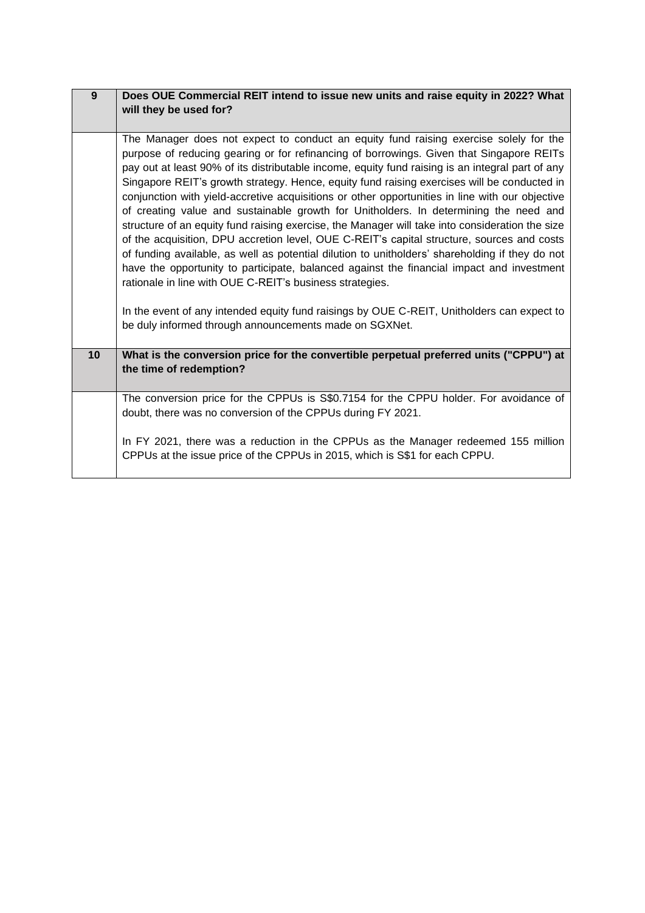| | |
|---|---|
| **9** | **Does OUE Commercial REIT intend to issue new units and raise equity in 2022? What will they be used for?** |
| | The Manager does not expect to conduct an equity fund raising exercise solely for the purpose of reducing gearing or for refinancing of borrowings. Given that Singapore REITs pay out at least 90% of its distributable income, equity fund raising is an integral part of any Singapore REIT's growth strategy. Hence, equity fund raising exercises will be conducted in conjunction with yield-accretive acquisitions or other opportunities in line with our objective of creating value and sustainable growth for Unitholders. In determining the need and structure of an equity fund raising exercise, the Manager will take into consideration the size of the acquisition, DPU accretion level, OUE C-REIT's capital structure, sources and costs of funding available, as well as potential dilution to unitholders' shareholding if they do not have the opportunity to participate, balanced against the financial impact and investment rationale in line with OUE C-REIT's business strategies.<br><br>In the event of any intended equity fund raisings by OUE C-REIT, Unitholders can expect to be duly informed through announcements made on SGXNet. |
| **10** | **What is the conversion price for the convertible perpetual preferred units ("CPPU") at the time of redemption?** |
| | The conversion price for the CPPUs is S$0.7154 for the CPPU holder. For avoidance of doubt, there was no conversion of the CPPUs during FY 2021.<br><br>In FY 2021, there was a reduction in the CPPUs as the Manager redeemed 155 million CPPUs at the issue price of the CPPUs in 2015, which is S$1 for each CPPU. |